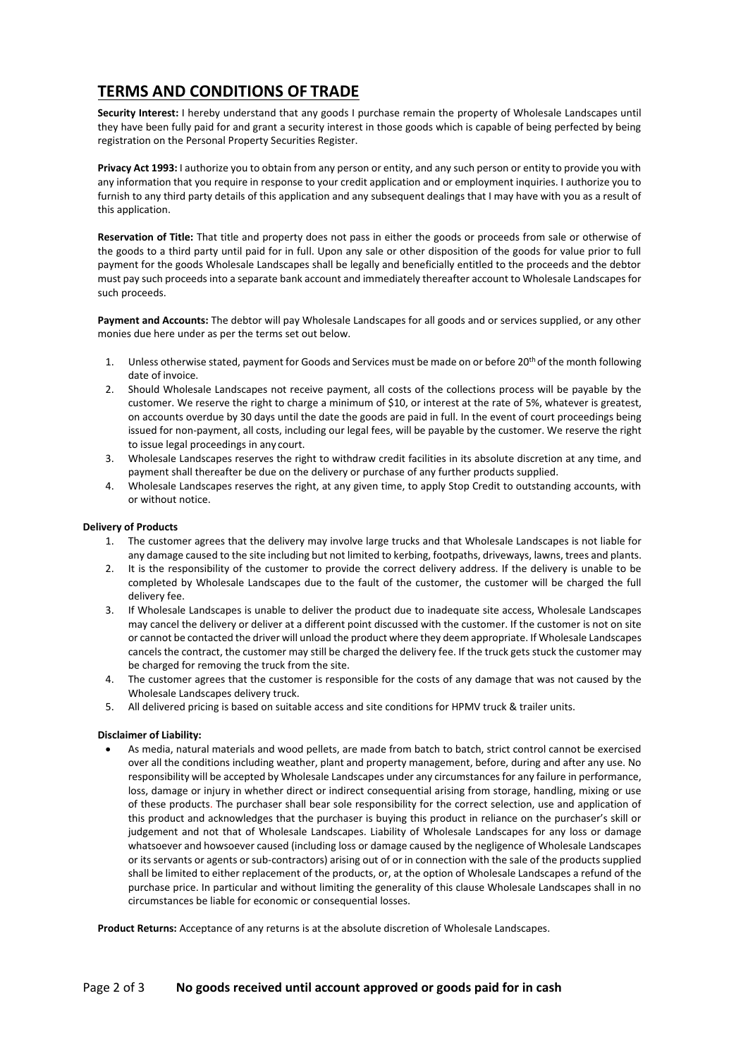# TERMS AND CONDITIONS OF TRADE

**Security Interest:** I hereby understand that any goods I purchase remain the property of Wholesale Landscapes until they have been fully paid for and grant a security interest in those goods which is capable of being perfected by being registration on the Personal Property Securities Register.

**Privacy Act 1993:** I authorize you to obtain from any person or entity, and any such person or entity to provide you with any information that you require in response to your credit application and or employment inquiries. I authorize you to furnish to any third party details of this application and any subsequent dealings that I may have with you as a result of this application.

**Reservation of Title:** That title and property does not pass in either the goods or proceeds from sale or otherwise of the goods to a third party until paid for in full. Upon any sale or other disposition of the goods for value prior to full payment for the goods Wholesale Landscapes shall be legally and beneficially entitled to the proceeds and the debtor must pay such proceeds into a separate bank account and immediately thereafter account to Wholesale Landscapes for such proceeds.

**Payment and Accounts:** The debtor will pay Wholesale Landscapes for all goods and or services supplied, or any other monies due here under as per the terms set out below.

1. Unless otherwise stated, payment for Goods and Services must be made on or before 20th of the month following date of invoice.
2. Should Wholesale Landscapes not receive payment, all costs of the collections process will be payable by the customer. We reserve the right to charge a minimum of $10, or interest at the rate of 5%, whatever is greatest, on accounts overdue by 30 days until the date the goods are paid in full. In the event of court proceedings being issued for non-payment, all costs, including our legal fees, will be payable by the customer. We reserve the right to issue legal proceedings in any court.
3. Wholesale Landscapes reserves the right to withdraw credit facilities in its absolute discretion at any time, and payment shall thereafter be due on the delivery or purchase of any further products supplied.
4. Wholesale Landscapes reserves the right, at any given time, to apply Stop Credit to outstanding accounts, with or without notice.

**Delivery of Products**

1. The customer agrees that the delivery may involve large trucks and that Wholesale Landscapes is not liable for any damage caused to the site including but not limited to kerbing, footpaths, driveways, lawns, trees and plants.
2. It is the responsibility of the customer to provide the correct delivery address. If the delivery is unable to be completed by Wholesale Landscapes due to the fault of the customer, the customer will be charged the full delivery fee.
3. If Wholesale Landscapes is unable to deliver the product due to inadequate site access, Wholesale Landscapes may cancel the delivery or deliver at a different point discussed with the customer. If the customer is not on site or cannot be contacted the driver will unload the product where they deem appropriate. If Wholesale Landscapes cancels the contract, the customer may still be charged the delivery fee. If the truck gets stuck the customer may be charged for removing the truck from the site.
4. The customer agrees that the customer is responsible for the costs of any damage that was not caused by the Wholesale Landscapes delivery truck.
5. All delivered pricing is based on suitable access and site conditions for HPMV truck & trailer units.

**Disclaimer of Liability:**

- As media, natural materials and wood pellets, are made from batch to batch, strict control cannot be exercised over all the conditions including weather, plant and property management, before, during and after any use. No responsibility will be accepted by Wholesale Landscapes under any circumstances for any failure in performance, loss, damage or injury in whether direct or indirect consequential arising from storage, handling, mixing or use of these products. The purchaser shall bear sole responsibility for the correct selection, use and application of this product and acknowledges that the purchaser is buying this product in reliance on the purchaser's skill or judgement and not that of Wholesale Landscapes. Liability of Wholesale Landscapes for any loss or damage whatsoever and howsoever caused (including loss or damage caused by the negligence of Wholesale Landscapes or its servants or agents or sub-contractors) arising out of or in connection with the sale of the products supplied shall be limited to either replacement of the products, or, at the option of Wholesale Landscapes a refund of the purchase price. In particular and without limiting the generality of this clause Wholesale Landscapes shall in no circumstances be liable for economic or consequential losses.

**Product Returns:** Acceptance of any returns is at the absolute discretion of Wholesale Landscapes.

**No goods received until account approved or goods paid for in cash**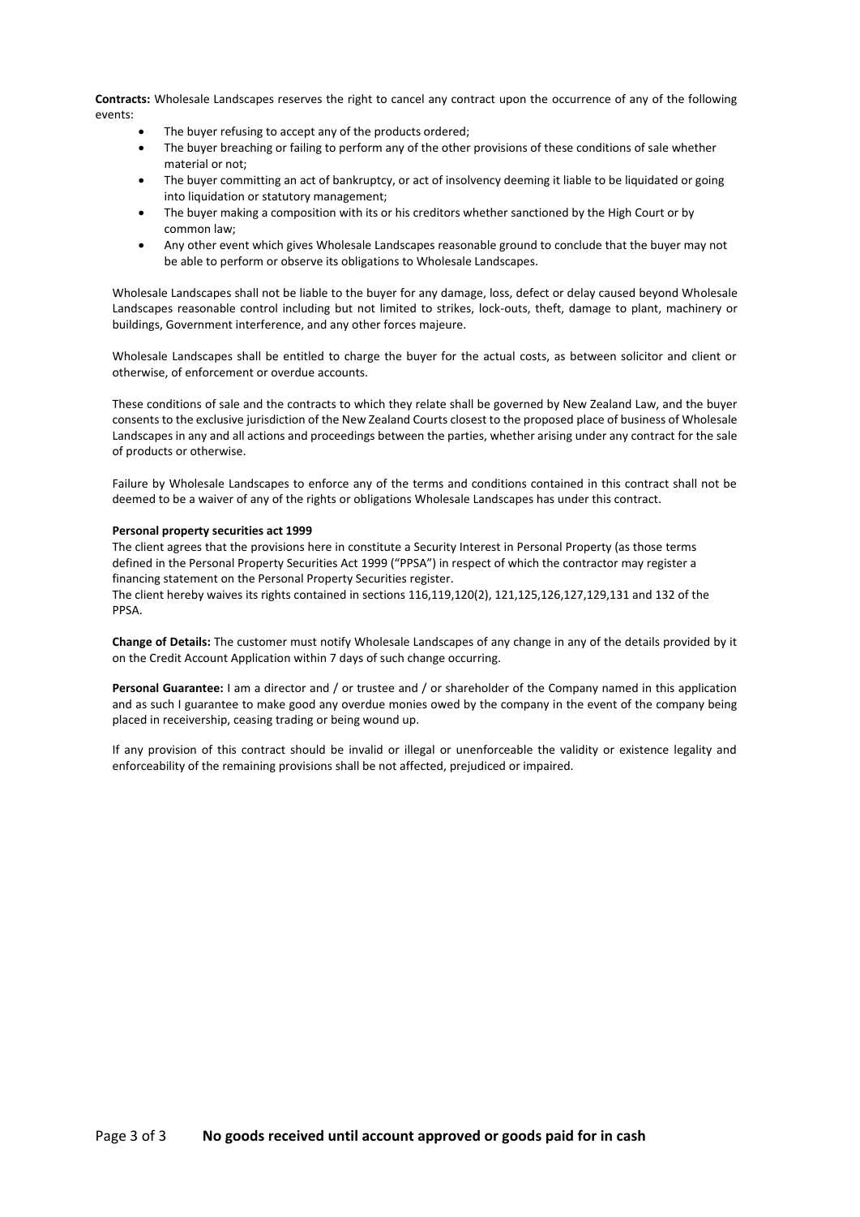**Contracts:** Wholesale Landscapes reserves the right to cancel any contract upon the occurrence of any of the following events:

- The buyer refusing to accept any of the products ordered;
- The buyer breaching or failing to perform any of the other provisions of these conditions of sale whether material or not;
- The buyer committing an act of bankruptcy, or act of insolvency deeming it liable to be liquidated or going into liquidation or statutory management;
- The buyer making a composition with its or his creditors whether sanctioned by the High Court or by common law;
- Any other event which gives Wholesale Landscapes reasonable ground to conclude that the buyer may not be able to perform or observe its obligations to Wholesale Landscapes.

Wholesale Landscapes shall not be liable to the buyer for any damage, loss, defect or delay caused beyond Wholesale Landscapes reasonable control including but not limited to strikes, lock-outs, theft, damage to plant, machinery or buildings, Government interference, and any other forces majeure.

Wholesale Landscapes shall be entitled to charge the buyer for the actual costs, as between solicitor and client or otherwise, of enforcement or overdue accounts.

These conditions of sale and the contracts to which they relate shall be governed by New Zealand Law, and the buyer consents to the exclusive jurisdiction of the New Zealand Courts closest to the proposed place of business of Wholesale Landscapes in any and all actions and proceedings between the parties, whether arising under any contract for the sale of products or otherwise.

Failure by Wholesale Landscapes to enforce any of the terms and conditions contained in this contract shall not be deemed to be a waiver of any of the rights or obligations Wholesale Landscapes has under this contract.

**Personal property securities act 1999**

The client agrees that the provisions here in constitute a Security Interest in Personal Property (as those terms defined in the Personal Property Securities Act 1999 ("PPSA") in respect of which the contractor may register a financing statement on the Personal Property Securities register.

The client hereby waives its rights contained in sections 116,119,120(2), 121,125,126,127,129,131 and 132 of the PPSA.

**Change of Details:** The customer must notify Wholesale Landscapes of any change in any of the details provided by it on the Credit Account Application within 7 days of such change occurring.

**Personal Guarantee:** I am a director and / or trustee and / or shareholder of the Company named in this application and as such I guarantee to make good any overdue monies owed by the company in the event of the company being placed in receivership, ceasing trading or being wound up.

If any provision of this contract should be invalid or illegal or unenforceable the validity or existence legality and enforceability of the remaining provisions shall be not affected, prejudiced or impaired.

**No goods received until account approved or goods paid for in cash**